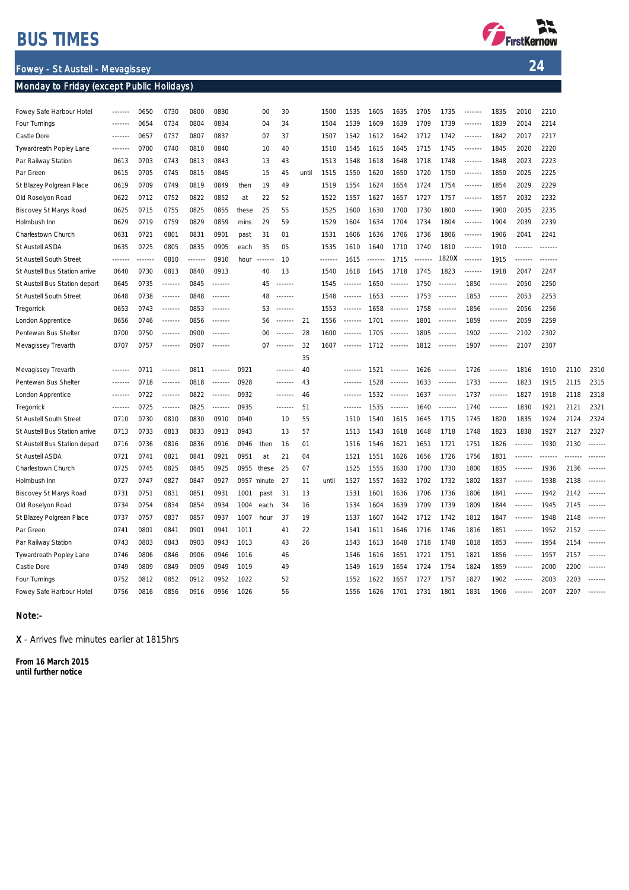# BUS TIMES

## Fowey - St Austell - Mevagissey

**24**

### Monday to Friday (except Public Holidays)

| Stop | | | | | | | | | | | | | | | | | | | |
|---|---|---|---|---|---|---|---|---|---|---|---|---|---|---|---|---|---|---|---|
| Fowey Safe Harbour Hotel | ------- | 0650 | 0730 | 0800 | 0830 | | 00 | 30 | | 1500 | 1535 | 1605 | 1635 | 1705 | 1735 | ------- | 1835 | 2010 | 2210 |
| Four Turnings | ------- | 0654 | 0734 | 0804 | 0834 | | 04 | 34 | | 1504 | 1539 | 1609 | 1639 | 1709 | 1739 | ------- | 1839 | 2014 | 2214 |
| Castle Dore | ------- | 0657 | 0737 | 0807 | 0837 | | 07 | 37 | | 1507 | 1542 | 1612 | 1642 | 1712 | 1742 | ------- | 1842 | 2017 | 2217 |
| Tywardreath Popley Lane | ------- | 0700 | 0740 | 0810 | 0840 | | 10 | 40 | | 1510 | 1545 | 1615 | 1645 | 1715 | 1745 | ------- | 1845 | 2020 | 2220 |
| Par Railway Station | 0613 | 0703 | 0743 | 0813 | 0843 | | 13 | 43 | | 1513 | 1548 | 1618 | 1648 | 1718 | 1748 | ------- | 1848 | 2023 | 2223 |
| Par Green | 0615 | 0705 | 0745 | 0815 | 0845 | | 15 | 45 | until | 1515 | 1550 | 1620 | 1650 | 1720 | 1750 | ------- | 1850 | 2025 | 2225 |
| St Blazey Polgrean Place | 0619 | 0709 | 0749 | 0819 | 0849 | then | 19 | 49 | | 1519 | 1554 | 1624 | 1654 | 1724 | 1754 | ------- | 1854 | 2029 | 2229 |
| Old Roselyon Road | 0622 | 0712 | 0752 | 0822 | 0852 | at | 22 | 52 | | 1522 | 1557 | 1627 | 1657 | 1727 | 1757 | ------- | 1857 | 2032 | 2232 |
| Biscovey St Marys Road | 0625 | 0715 | 0755 | 0825 | 0855 | these | 25 | 55 | | 1525 | 1600 | 1630 | 1700 | 1730 | 1800 | ------- | 1900 | 2035 | 2235 |
| Holmbush Inn | 0629 | 0719 | 0759 | 0829 | 0859 | mins | 29 | 59 | | 1529 | 1604 | 1634 | 1704 | 1734 | 1804 | ------- | 1904 | 2039 | 2239 |
| Charlestown Church | 0631 | 0721 | 0801 | 0831 | 0901 | past | 31 | 01 | | 1531 | 1606 | 1636 | 1706 | 1736 | 1806 | ------- | 1906 | 2041 | 2241 |
| St Austell ASDA | 0635 | 0725 | 0805 | 0835 | 0905 | each | 35 | 05 | | 1535 | 1610 | 1640 | 1710 | 1740 | 1810 | ------- | 1910 | ------- | ------- |
| St Austell South Street | ------- | ------- | 0810 | ------- | 0910 | hour | ------- | 10 | | ------- | 1615 | ------- | 1715 | ------- | 1820X | ------- | 1915 | ------- | ------- |
| St Austell Bus Station arrive | 0640 | 0730 | 0813 | 0840 | 0913 | | 40 | 13 | | 1540 | 1618 | 1645 | 1718 | 1745 | 1823 | ------- | 1918 | 2047 | 2247 |
| St Austell Bus Station depart | 0645 | 0735 | ------- | 0845 | ------- | | 45 | ------- | | 1545 | ------- | 1650 | ------- | 1750 | ------- | 1850 | ------- | 2050 | 2250 |
| St Austell South Street | 0648 | 0738 | ------- | 0848 | ------- | | 48 | ------- | | 1548 | ------- | 1653 | ------- | 1753 | ------- | 1853 | ------- | 2053 | 2253 |
| Tregorrick | 0653 | 0743 | ------- | 0853 | ------- | | 53 | ------- | | 1553 | ------- | 1658 | ------- | 1758 | ------- | 1856 | ------- | 2056 | 2256 |
| London Apprentice | 0656 | 0746 | ------- | 0856 | ------- | | 56 | ------- | 21 | 1556 | ------- | 1701 | ------- | 1801 | ------- | 1859 | ------- | 2059 | 2259 |
| Pentewan Bus Shelter | 0700 | 0750 | ------- | 0900 | ------- | | 00 | ------- | 28 | 1600 | ------- | 1705 | ------- | 1805 | ------- | 1902 | ------- | 2102 | 2302 |
| Mevagissey Trevarth | 0707 | 0757 | ------- | 0907 | ------- | | 07 | ------- | 32 | 1607 | ------- | 1712 | ------- | 1812 | ------- | 1907 | ------- | 2107 | 2307 |
| | | | | | | | | | 35 | | | | | | | | | | |

| Stop | | | | | | | | | | | | | | | | | | | | | |
|---|---|---|---|---|---|---|---|---|---|---|---|---|---|---|---|---|---|---|---|---|---|
| Mevagissey Trevarth | ------- | 0711 | ------- | 0811 | ------- | 0921 | | ------- | 40 | | ------- | 1521 | ------- | 1626 | ------- | 1726 | ------- | 1816 | 1910 | 2110 | 2310 |
| Pentewan Bus Shelter | ------- | 0718 | ------- | 0818 | ------- | 0928 | | ------- | 43 | | ------- | 1528 | ------- | 1633 | ------- | 1733 | ------- | 1823 | 1915 | 2115 | 2315 |
| London Apprentice | ------- | 0722 | ------- | 0822 | ------- | 0932 | | ------- | 46 | | ------- | 1532 | ------- | 1637 | ------- | 1737 | ------- | 1827 | 1918 | 2118 | 2318 |
| Tregorrick | ------- | 0725 | ------- | 0825 | ------- | 0935 | | ------- | 51 | | ------- | 1535 | ------- | 1640 | ------- | 1740 | ------- | 1830 | 1921 | 2121 | 2321 |
| St Austell South Street | 0710 | 0730 | 0810 | 0830 | 0910 | 0940 | | 10 | 55 | | 1510 | 1540 | 1615 | 1645 | 1715 | 1745 | 1820 | 1835 | 1924 | 2124 | 2324 |
| St Austell Bus Station arrive | 0713 | 0733 | 0813 | 0833 | 0913 | 0943 | | 13 | 57 | | 1513 | 1543 | 1618 | 1648 | 1718 | 1748 | 1823 | 1838 | 1927 | 2127 | 2327 |
| St Austell Bus Station depart | 0716 | 0736 | 0816 | 0836 | 0916 | 0946 | then | 16 | 01 | | 1516 | 1546 | 1621 | 1651 | 1721 | 1751 | 1826 | ------- | 1930 | 2130 | ------- |
| St Austell ASDA | 0721 | 0741 | 0821 | 0841 | 0921 | 0951 | at | 21 | 04 | | 1521 | 1551 | 1626 | 1656 | 1726 | 1756 | 1831 | ------- | ------- | ------- | ------- |
| Charlestown Church | 0725 | 0745 | 0825 | 0845 | 0925 | 0955 | these | 25 | 07 | | 1525 | 1555 | 1630 | 1700 | 1730 | 1800 | 1835 | ------- | 1936 | 2136 | ------- |
| Holmbush Inn | 0727 | 0747 | 0827 | 0847 | 0927 | 0957 | minute | 27 | 11 | until | 1527 | 1557 | 1632 | 1702 | 1732 | 1802 | 1837 | ------- | 1938 | 2138 | ------- |
| Biscovey St Marys Road | 0731 | 0751 | 0831 | 0851 | 0931 | 1001 | past | 31 | 13 | | 1531 | 1601 | 1636 | 1706 | 1736 | 1806 | 1841 | ------- | 1942 | 2142 | ------- |
| Old Roselyon Road | 0734 | 0754 | 0834 | 0854 | 0934 | 1004 | each | 34 | 16 | | 1534 | 1604 | 1639 | 1709 | 1739 | 1809 | 1844 | ------- | 1945 | 2145 | ------- |
| St Blazey Polgrean Place | 0737 | 0757 | 0837 | 0857 | 0937 | 1007 | hour | 37 | 19 | | 1537 | 1607 | 1642 | 1712 | 1742 | 1812 | 1847 | ------- | 1948 | 2148 | ------- |
| Par Green | 0741 | 0801 | 0841 | 0901 | 0941 | 1011 | | 41 | 22 | | 1541 | 1611 | 1646 | 1716 | 1746 | 1816 | 1851 | ------- | 1952 | 2152 | ------- |
| Par Railway Station | 0743 | 0803 | 0843 | 0903 | 0943 | 1013 | | 43 | 26 | | 1543 | 1613 | 1648 | 1718 | 1748 | 1818 | 1853 | ------- | 1954 | 2154 | ------- |
| Tywardreath Popley Lane | 0746 | 0806 | 0846 | 0906 | 0946 | 1016 | | 46 | | | 1546 | 1616 | 1651 | 1721 | 1751 | 1821 | 1856 | ------- | 1957 | 2157 | ------- |
| Castle Dore | 0749 | 0809 | 0849 | 0909 | 0949 | 1019 | | 49 | | | 1549 | 1619 | 1654 | 1724 | 1754 | 1824 | 1859 | ------- | 2000 | 2200 | ------- |
| Four Turnings | 0752 | 0812 | 0852 | 0912 | 0952 | 1022 | | 52 | | | 1552 | 1622 | 1657 | 1727 | 1757 | 1827 | 1902 | ------- | 2003 | 2203 | ------- |
| Fowey Safe Harbour Hotel | 0756 | 0816 | 0856 | 0916 | 0956 | 1026 | | 56 | | | 1556 | 1626 | 1701 | 1731 | 1801 | 1831 | 1906 | ------- | 2007 | 2207 | ------- |

**Note:-**

**X** - Arrives five minutes earlier at 1815hrs

**From 16 March 2015**
**until further notice**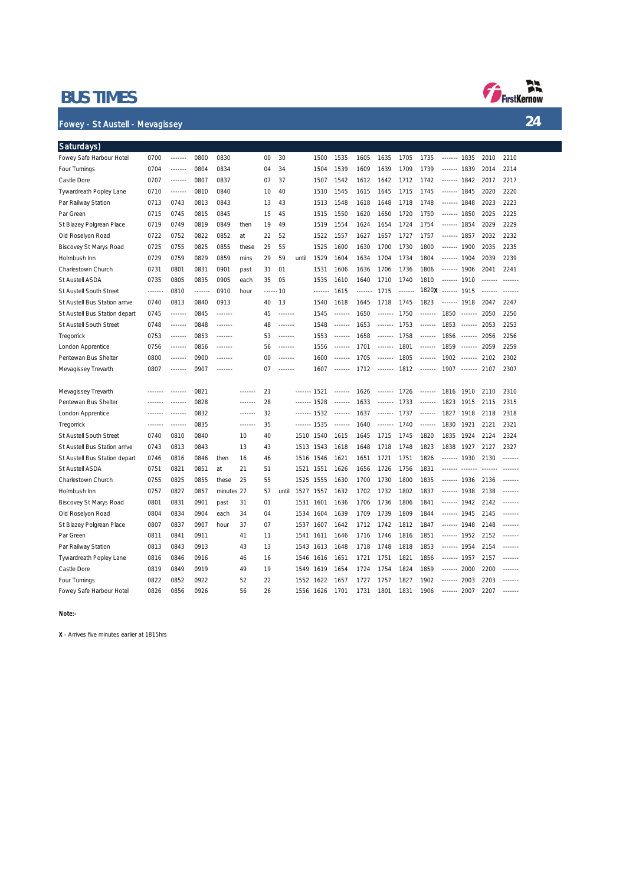# BUS TIMES

## Fowey - St Austell - Mevagissey

**24**

### Saturdays)

| Stop | | | | | | | | | | | | | | | | | | |
|---|---|---|---|---|---|---|---|---|---|---|---|---|---|---|---|---|---|---|
| Fowey Safe Harbour Hotel | 0700 | ------- | 0800 | 0830 | | 00 | 30 | | 1500 | 1535 | 1605 | 1635 | 1705 | 1735 | ------- | 1835 | 2010 | 2210 |
| Four Turnings | 0704 | ------- | 0804 | 0834 | | 04 | 34 | | 1504 | 1539 | 1609 | 1639 | 1709 | 1739 | ------- | 1839 | 2014 | 2214 |
| Castle Dore | 0707 | ------- | 0807 | 0837 | | 07 | 37 | | 1507 | 1542 | 1612 | 1642 | 1712 | 1742 | ------- | 1842 | 2017 | 2217 |
| Tywardreath Popley Lane | 0710 | ------- | 0810 | 0840 | | 10 | 40 | | 1510 | 1545 | 1615 | 1645 | 1715 | 1745 | ------- | 1845 | 2020 | 2220 |
| Par Railway Station | 0713 | 0743 | 0813 | 0843 | | 13 | 43 | | 1513 | 1548 | 1618 | 1648 | 1718 | 1748 | ------- | 1848 | 2023 | 2223 |
| Par Green | 0715 | 0745 | 0815 | 0845 | | 15 | 45 | | 1515 | 1550 | 1620 | 1650 | 1720 | 1750 | ------- | 1850 | 2025 | 2225 |
| St Blazey Polgrean Place | 0719 | 0749 | 0819 | 0849 | then | 19 | 49 | | 1519 | 1554 | 1624 | 1654 | 1724 | 1754 | ------- | 1854 | 2029 | 2229 |
| Old Roselyon Road | 0722 | 0752 | 0822 | 0852 | at | 22 | 52 | | 1522 | 1557 | 1627 | 1657 | 1727 | 1757 | ------- | 1857 | 2032 | 2232 |
| Biscovey St Marys Road | 0725 | 0755 | 0825 | 0855 | these | 25 | 55 | | 1525 | 1600 | 1630 | 1700 | 1730 | 1800 | ------- | 1900 | 2035 | 2235 |
| Holmbush Inn | 0729 | 0759 | 0829 | 0859 | mins | 29 | 59 | until | 1529 | 1604 | 1634 | 1704 | 1734 | 1804 | ------- | 1904 | 2039 | 2239 |
| Charlestown Church | 0731 | 0801 | 0831 | 0901 | past | 31 | 01 | | 1531 | 1606 | 1636 | 1706 | 1736 | 1806 | ------- | 1906 | 2041 | 2241 |
| St Austell ASDA | 0735 | 0805 | 0835 | 0905 | each | 35 | 05 | | 1535 | 1610 | 1640 | 1710 | 1740 | 1810 | ------- | 1910 | ------- | ------- |
| St Austell South Street | ------- | 0810 | ------- | 0910 | hour | ------- | 10 | | ------- | 1615 | ------- | 1715 | ------- | 1820**X** | ------- | 1915 | ------- | ------- |
| St Austell Bus Station arrive | 0740 | 0813 | 0840 | 0913 | | 40 | 13 | | 1540 | 1618 | 1645 | 1718 | 1745 | 1823 | ------- | 1918 | 2047 | 2247 |
| St Austell Bus Station depart | 0745 | ------- | 0845 | ------- | | 45 | ------- | | 1545 | ------- | 1650 | ------- | 1750 | ------- | 1850 | ------- | 2050 | 2250 |
| St Austell South Street | 0748 | ------- | 0848 | ------- | | 48 | ------- | | 1548 | ------- | 1653 | ------- | 1753 | ------- | 1853 | ------- | 2053 | 2253 |
| Tregorrick | 0753 | ------- | 0853 | ------- | | 53 | ------- | | 1553 | ------- | 1658 | ------- | 1758 | ------- | 1856 | ------- | 2056 | 2256 |
| London Apprentice | 0756 | ------- | 0856 | ------- | | 56 | ------- | | 1556 | ------- | 1701 | ------- | 1801 | ------- | 1859 | ------- | 2059 | 2259 |
| Pentewan Bus Shelter | 0800 | ------- | 0900 | ------- | | 00 | ------- | | 1600 | ------- | 1705 | ------- | 1805 | ------- | 1902 | ------- | 2102 | 2302 |
| Mevagissey Trevarth | 0807 | ------- | 0907 | ------- | | 07 | ------- | | 1607 | ------- | 1712 | ------- | 1812 | ------- | 1907 | ------- | 2107 | 2307 |

| Stop | | | | | | | | | | | | | | | | | | |
|---|---|---|---|---|---|---|---|---|---|---|---|---|---|---|---|---|---|---|
| Mevagissey Trevarth | ------- | ------- | 0821 | | ------- | 21 | | ------- | 1521 | ------- | 1626 | ------- | 1726 | ------- | 1816 | 1910 | 2110 | 2310 |
| Pentewan Bus Shelter | ------- | ------- | 0828 | | ------- | 28 | | ------- | 1528 | ------- | 1633 | ------- | 1733 | ------- | 1823 | 1915 | 2115 | 2315 |
| London Apprentice | ------- | ------- | 0832 | | ------- | 32 | | ------- | 1532 | ------- | 1637 | ------- | 1737 | ------- | 1827 | 1918 | 2118 | 2318 |
| Tregorrick | ------- | ------- | 0835 | | ------- | 35 | | ------- | 1535 | ------- | 1640 | ------- | 1740 | ------- | 1830 | 1921 | 2121 | 2321 |
| St Austell South Street | 0740 | 0810 | 0840 | | 10 | 40 | | 1510 | 1540 | 1615 | 1645 | 1715 | 1745 | 1820 | 1835 | 1924 | 2124 | 2324 |
| St Austell Bus Station arrive | 0743 | 0813 | 0843 | | 13 | 43 | | 1513 | 1543 | 1618 | 1648 | 1718 | 1748 | 1823 | 1838 | 1927 | 2127 | 2327 |
| St Austell Bus Station depart | 0746 | 0816 | 0846 | then | 16 | 46 | | 1516 | 1546 | 1621 | 1651 | 1721 | 1751 | 1826 | ------- | 1930 | 2130 | ------- |
| St Austell ASDA | 0751 | 0821 | 0851 | at | 21 | 51 | | 1521 | 1551 | 1626 | 1656 | 1726 | 1756 | 1831 | ------- | ------- | ------- | ------- |
| Charlestown Church | 0755 | 0825 | 0855 | these | 25 | 55 | | 1525 | 1555 | 1630 | 1700 | 1730 | 1800 | 1835 | ------- | 1936 | 2136 | ------- |
| Holmbush Inn | 0757 | 0827 | 0857 | minutes | 27 | 57 | until | 1527 | 1557 | 1632 | 1702 | 1732 | 1802 | 1837 | ------- | 1938 | 2138 | ------- |
| Biscovey St Marys Road | 0801 | 0831 | 0901 | past | 31 | 01 | | 1531 | 1601 | 1636 | 1706 | 1736 | 1806 | 1841 | ------- | 1942 | 2142 | ------- |
| Old Roselyon Road | 0804 | 0834 | 0904 | each | 34 | 04 | | 1534 | 1604 | 1639 | 1709 | 1739 | 1809 | 1844 | ------- | 1945 | 2145 | ------- |
| St Blazey Polgrean Place | 0807 | 0837 | 0907 | hour | 37 | 07 | | 1537 | 1607 | 1642 | 1712 | 1742 | 1812 | 1847 | ------- | 1948 | 2148 | ------- |
| Par Green | 0811 | 0841 | 0911 | | 41 | 11 | | 1541 | 1611 | 1646 | 1716 | 1746 | 1816 | 1851 | ------- | 1952 | 2152 | ------- |
| Par Railway Station | 0813 | 0843 | 0913 | | 43 | 13 | | 1543 | 1613 | 1648 | 1718 | 1748 | 1818 | 1853 | ------- | 1954 | 2154 | ------- |
| Tywardreath Popley Lane | 0816 | 0846 | 0916 | | 46 | 16 | | 1546 | 1616 | 1651 | 1721 | 1751 | 1821 | 1856 | ------- | 1957 | 2157 | ------- |
| Castle Dore | 0819 | 0849 | 0919 | | 49 | 19 | | 1549 | 1619 | 1654 | 1724 | 1754 | 1824 | 1859 | ------- | 2000 | 2200 | ------- |
| Four Turnings | 0822 | 0852 | 0922 | | 52 | 22 | | 1552 | 1622 | 1657 | 1727 | 1757 | 1827 | 1902 | ------- | 2003 | 2203 | ------- |
| Fowey Safe Harbour Hotel | 0826 | 0856 | 0926 | | 56 | 26 | | 1556 | 1626 | 1701 | 1731 | 1801 | 1831 | 1906 | ------- | 2007 | 2207 | ------- |

**Note:-**

**X** - Arrives five minutes earlier at 1815hrs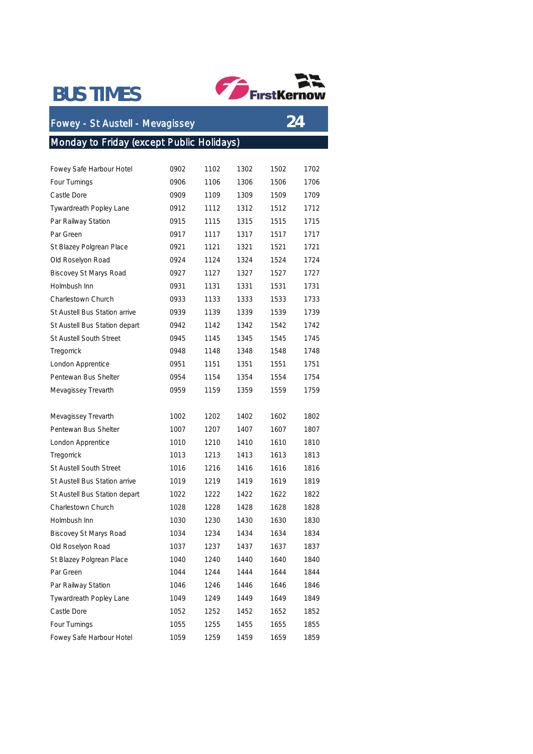# BUS TIMES

FirstKernow

## Fowey - St Austell - Mevagissey 24

### Monday to Friday (except Public Holidays)

| | | | | | |
|---|---|---|---|---|---|
| Fowey Safe Harbour Hotel | 0902 | 1102 | 1302 | 1502 | 1702 |
| Four Turnings | 0906 | 1106 | 1306 | 1506 | 1706 |
| Castle Dore | 0909 | 1109 | 1309 | 1509 | 1709 |
| Tywardreath Popley Lane | 0912 | 1112 | 1312 | 1512 | 1712 |
| Par Railway Station | 0915 | 1115 | 1315 | 1515 | 1715 |
| Par Green | 0917 | 1117 | 1317 | 1517 | 1717 |
| St Blazey Polgrean Place | 0921 | 1121 | 1321 | 1521 | 1721 |
| Old Roselyon Road | 0924 | 1124 | 1324 | 1524 | 1724 |
| Biscovey St Marys Road | 0927 | 1127 | 1327 | 1527 | 1727 |
| Holmbush Inn | 0931 | 1131 | 1331 | 1531 | 1731 |
| Charlestown Church | 0933 | 1133 | 1333 | 1533 | 1733 |
| St Austell Bus Station arrive | 0939 | 1139 | 1339 | 1539 | 1739 |
| St Austell Bus Station depart | 0942 | 1142 | 1342 | 1542 | 1742 |
| St Austell South Street | 0945 | 1145 | 1345 | 1545 | 1745 |
| Tregorrick | 0948 | 1148 | 1348 | 1548 | 1748 |
| London Apprentice | 0951 | 1151 | 1351 | 1551 | 1751 |
| Pentewan Bus Shelter | 0954 | 1154 | 1354 | 1554 | 1754 |
| Mevagissey Trevarth | 0959 | 1159 | 1359 | 1559 | 1759 |

| | | | | | |
|---|---|---|---|---|---|
| Mevagissey Trevarth | 1002 | 1202 | 1402 | 1602 | 1802 |
| Pentewan Bus Shelter | 1007 | 1207 | 1407 | 1607 | 1807 |
| London Apprentice | 1010 | 1210 | 1410 | 1610 | 1810 |
| Tregorrick | 1013 | 1213 | 1413 | 1613 | 1813 |
| St Austell South Street | 1016 | 1216 | 1416 | 1616 | 1816 |
| St Austell Bus Station arrive | 1019 | 1219 | 1419 | 1619 | 1819 |
| St Austell Bus Station depart | 1022 | 1222 | 1422 | 1622 | 1822 |
| Charlestown Church | 1028 | 1228 | 1428 | 1628 | 1828 |
| Holmbush Inn | 1030 | 1230 | 1430 | 1630 | 1830 |
| Biscovey St Marys Road | 1034 | 1234 | 1434 | 1634 | 1834 |
| Old Roselyon Road | 1037 | 1237 | 1437 | 1637 | 1837 |
| St Blazey Polgrean Place | 1040 | 1240 | 1440 | 1640 | 1840 |
| Par Green | 1044 | 1244 | 1444 | 1644 | 1844 |
| Par Railway Station | 1046 | 1246 | 1446 | 1646 | 1846 |
| Tywardreath Popley Lane | 1049 | 1249 | 1449 | 1649 | 1849 |
| Castle Dore | 1052 | 1252 | 1452 | 1652 | 1852 |
| Four Turnings | 1055 | 1255 | 1455 | 1655 | 1855 |
| Fowey Safe Harbour Hotel | 1059 | 1259 | 1459 | 1659 | 1859 |